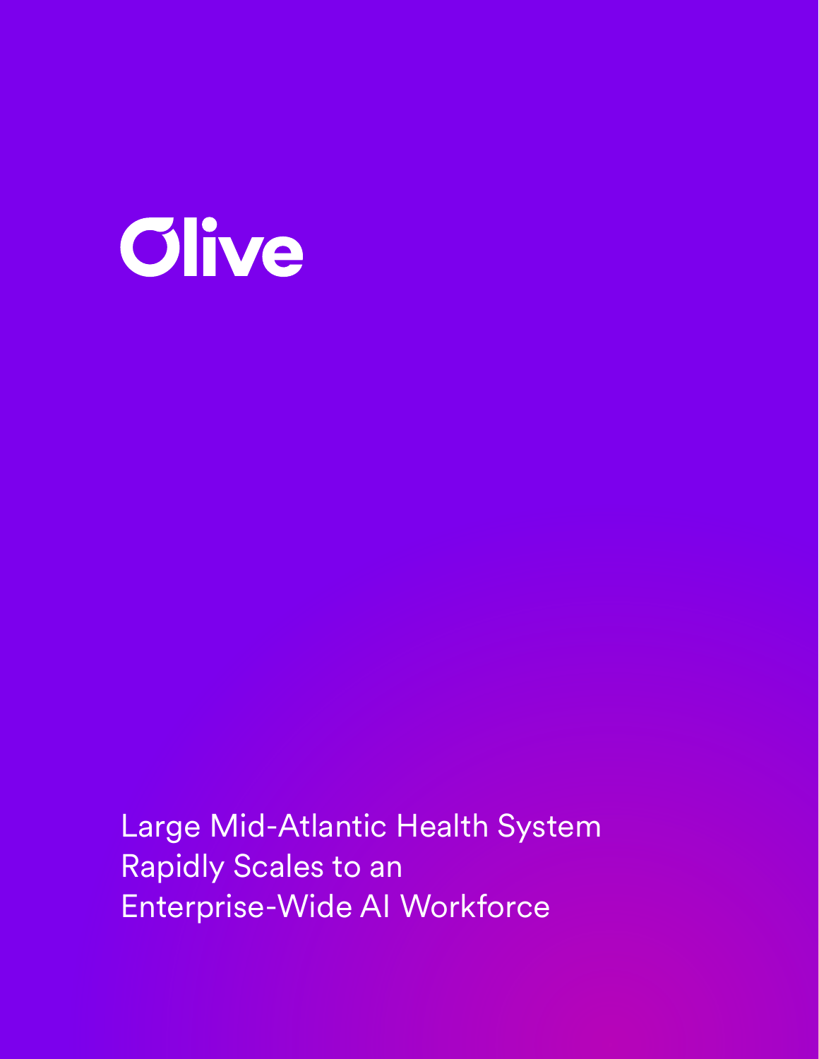Olive

# Large Mid-Atlantic Health System Rapidly Scales to an Enterprise-Wide AI Workforce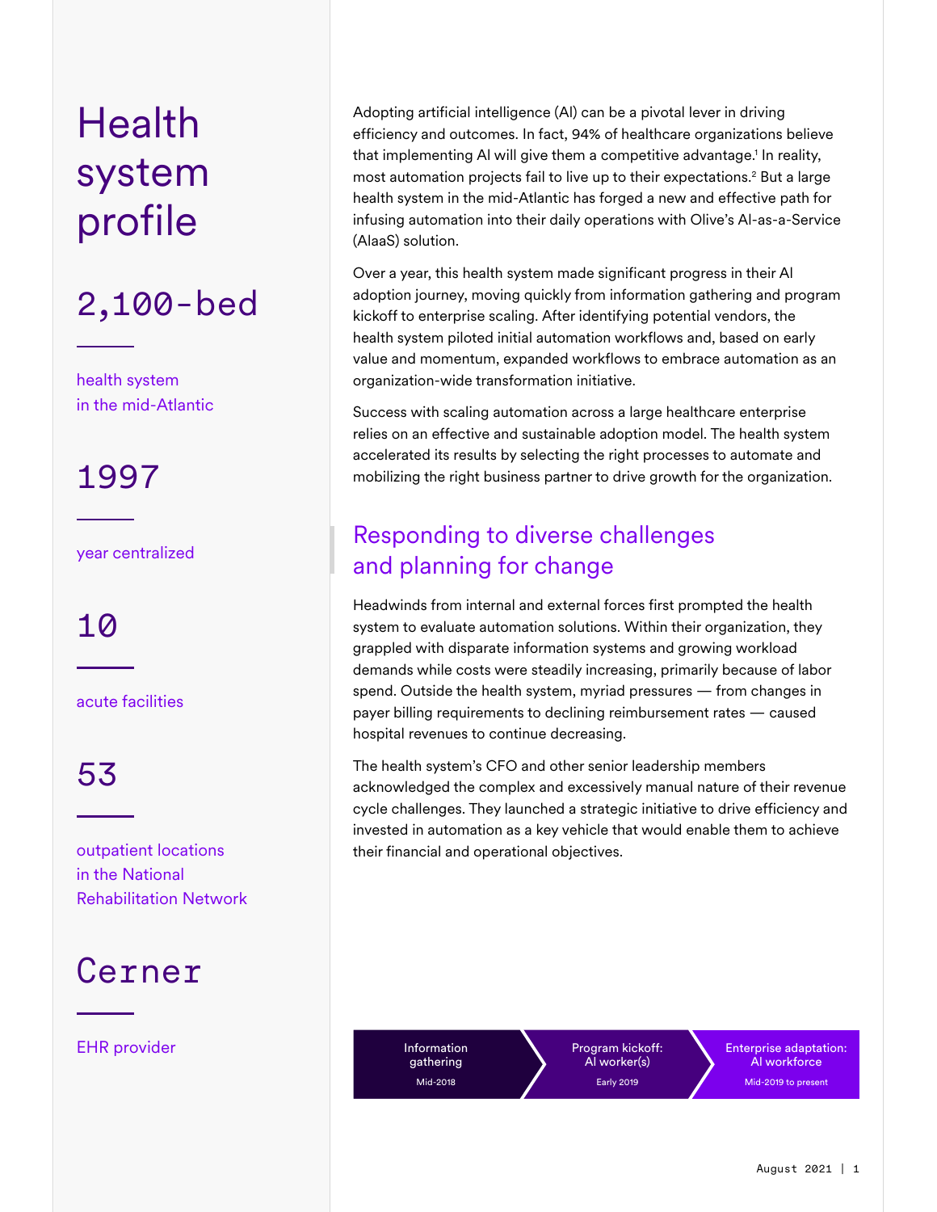# Health system profile

**2,100-bed**

health system in the mid-Atlantic

**1997**

year centralized

**10**

acute facilities

**53**

outpatient locations in the National Rehabilitation Network

**Cerner**

EHR provider

Adopting artificial intelligence (AI) can be a pivotal lever in driving efficiency and outcomes. In fact, 94% of healthcare organizations believe that implementing AI will give them a competitive advantage.[1] In reality, most automation projects fail to live up to their expectations.[2] But a large health system in the mid-Atlantic has forged a new and effective path for infusing automation into their daily operations with Olive's AI-as-a-Service (AIaaS) solution.

Over a year, this health system made significant progress in their AI adoption journey, moving quickly from information gathering and program kickoff to enterprise scaling. After identifying potential vendors, the health system piloted initial automation workflows and, based on early value and momentum, expanded workflows to embrace automation as an organization-wide transformation initiative.

Success with scaling automation across a large healthcare enterprise relies on an effective and sustainable adoption model. The health system accelerated its results by selecting the right processes to automate and mobilizing the right business partner to drive growth for the organization.

## Responding to diverse challenges and planning for change

Headwinds from internal and external forces first prompted the health system to evaluate automation solutions. Within their organization, they grappled with disparate information systems and growing workload demands while costs were steadily increasing, primarily because of labor spend. Outside the health system, myriad pressures — from changes in payer billing requirements to declining reimbursement rates — caused hospital revenues to continue decreasing.

The health system's CFO and other senior leadership members acknowledged the complex and excessively manual nature of their revenue cycle challenges. They launched a strategic initiative to drive efficiency and invested in automation as a key vehicle that would enable them to achieve their financial and operational objectives.

Information gathering
Mid-2018

Program kickoff: AI worker(s)
Early 2019

Enterprise adaptation: AI workforce
Mid-2019 to present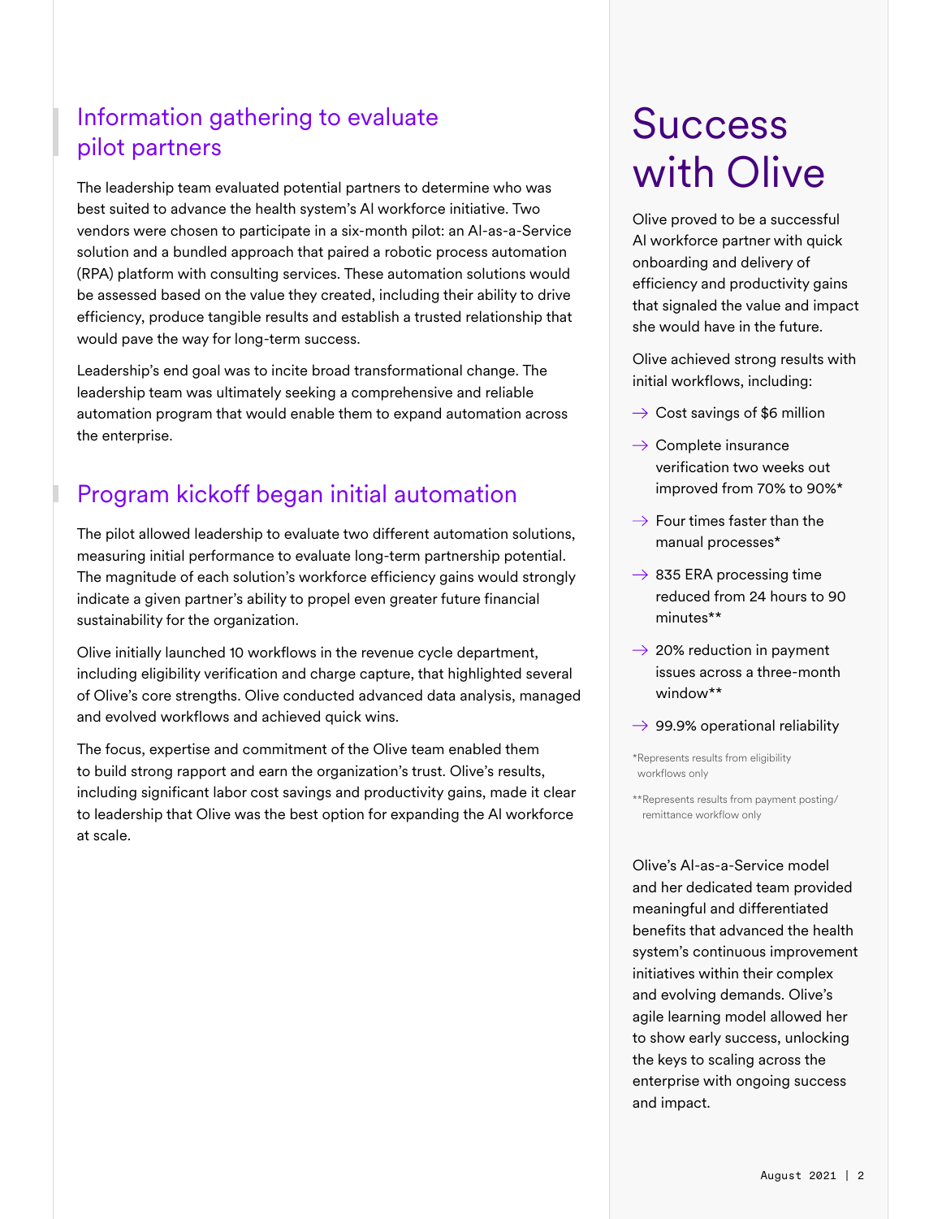## Information gathering to evaluate pilot partners

The leadership team evaluated potential partners to determine who was best suited to advance the health system's AI workforce initiative. Two vendors were chosen to participate in a six-month pilot: an AI-as-a-Service solution and a bundled approach that paired a robotic process automation (RPA) platform with consulting services. These automation solutions would be assessed based on the value they created, including their ability to drive efficiency, produce tangible results and establish a trusted relationship that would pave the way for long-term success.

Leadership's end goal was to incite broad transformational change. The leadership team was ultimately seeking a comprehensive and reliable automation program that would enable them to expand automation across the enterprise.

## Program kickoff began initial automation

The pilot allowed leadership to evaluate two different automation solutions, measuring initial performance to evaluate long-term partnership potential. The magnitude of each solution's workforce efficiency gains would strongly indicate a given partner's ability to propel even greater future financial sustainability for the organization.

Olive initially launched 10 workflows in the revenue cycle department, including eligibility verification and charge capture, that highlighted several of Olive's core strengths. Olive conducted advanced data analysis, managed and evolved workflows and achieved quick wins.

The focus, expertise and commitment of the Olive team enabled them to build strong rapport and earn the organization's trust. Olive's results, including significant labor cost savings and productivity gains, made it clear to leadership that Olive was the best option for expanding the AI workforce at scale.

# Success with Olive

Olive proved to be a successful AI workforce partner with quick onboarding and delivery of efficiency and productivity gains that signaled the value and impact she would have in the future.

Olive achieved strong results with initial workflows, including:

- → Cost savings of $6 million
- → Complete insurance verification two weeks out improved from 70% to 90%*
- → Four times faster than the manual processes*
- → 835 ERA processing time reduced from 24 hours to 90 minutes**
- → 20% reduction in payment issues across a three-month window**
- → 99.9% operational reliability

*Represents results from eligibility workflows only

**Represents results from payment posting/remittance workflow only

Olive's AI-as-a-Service model and her dedicated team provided meaningful and differentiated benefits that advanced the health system's continuous improvement initiatives within their complex and evolving demands. Olive's agile learning model allowed her to show early success, unlocking the keys to scaling across the enterprise with ongoing success and impact.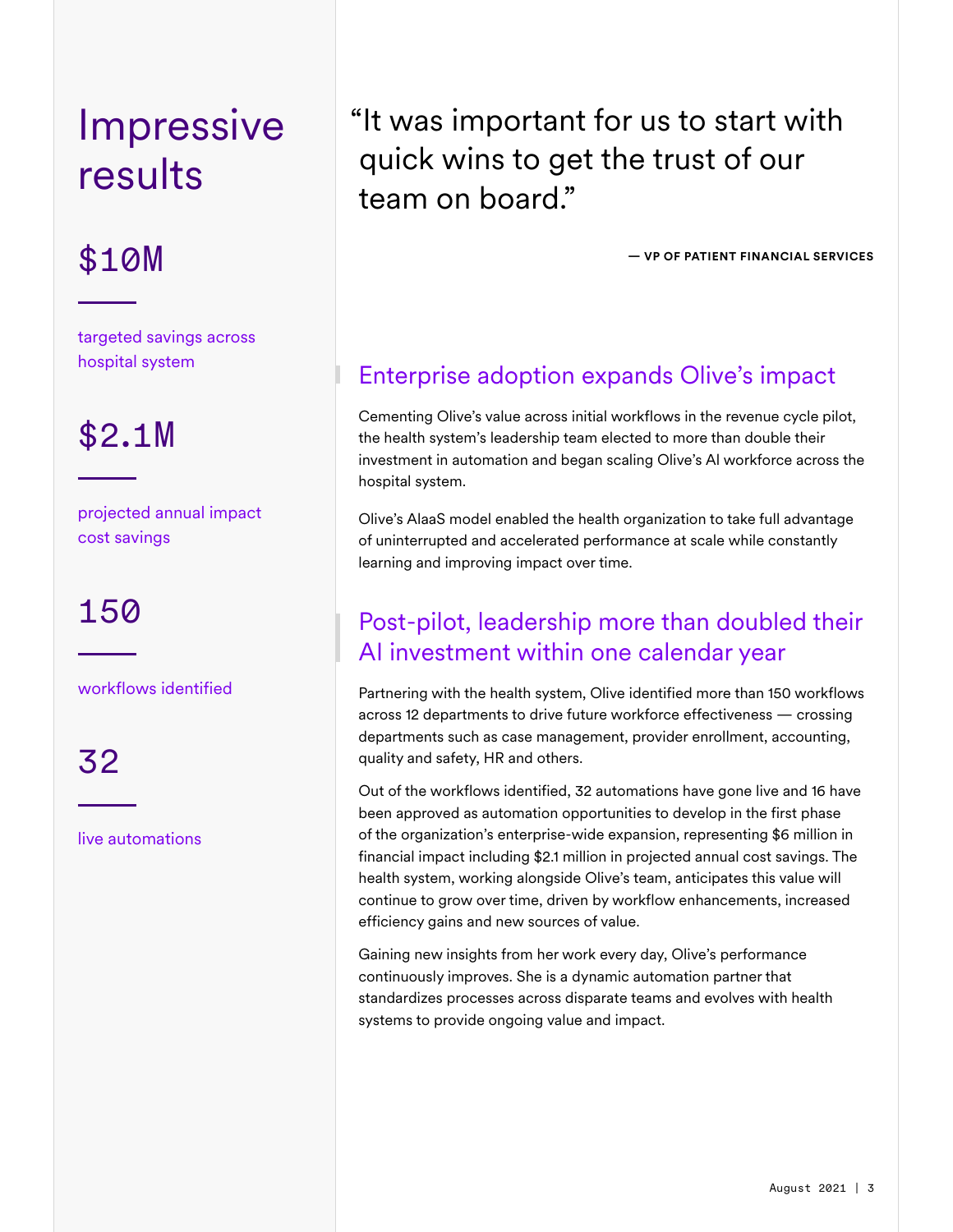# Impressive results

**$10M**

targeted savings across hospital system

**$2.1M**

projected annual impact cost savings

**150**

workflows identified

**32**

live automations

> "It was important for us to start with quick wins to get the trust of our team on board."
>
> **— VP OF PATIENT FINANCIAL SERVICES**

## Enterprise adoption expands Olive's impact

Cementing Olive's value across initial workflows in the revenue cycle pilot, the health system's leadership team elected to more than double their investment in automation and began scaling Olive's AI workforce across the hospital system.

Olive's AIaaS model enabled the health organization to take full advantage of uninterrupted and accelerated performance at scale while constantly learning and improving impact over time.

## Post-pilot, leadership more than doubled their AI investment within one calendar year

Partnering with the health system, Olive identified more than 150 workflows across 12 departments to drive future workforce effectiveness — crossing departments such as case management, provider enrollment, accounting, quality and safety, HR and others.

Out of the workflows identified, 32 automations have gone live and 16 have been approved as automation opportunities to develop in the first phase of the organization's enterprise-wide expansion, representing $6 million in financial impact including $2.1 million in projected annual cost savings. The health system, working alongside Olive's team, anticipates this value will continue to grow over time, driven by workflow enhancements, increased efficiency gains and new sources of value.

Gaining new insights from her work every day, Olive's performance continuously improves. She is a dynamic automation partner that standardizes processes across disparate teams and evolves with health systems to provide ongoing value and impact.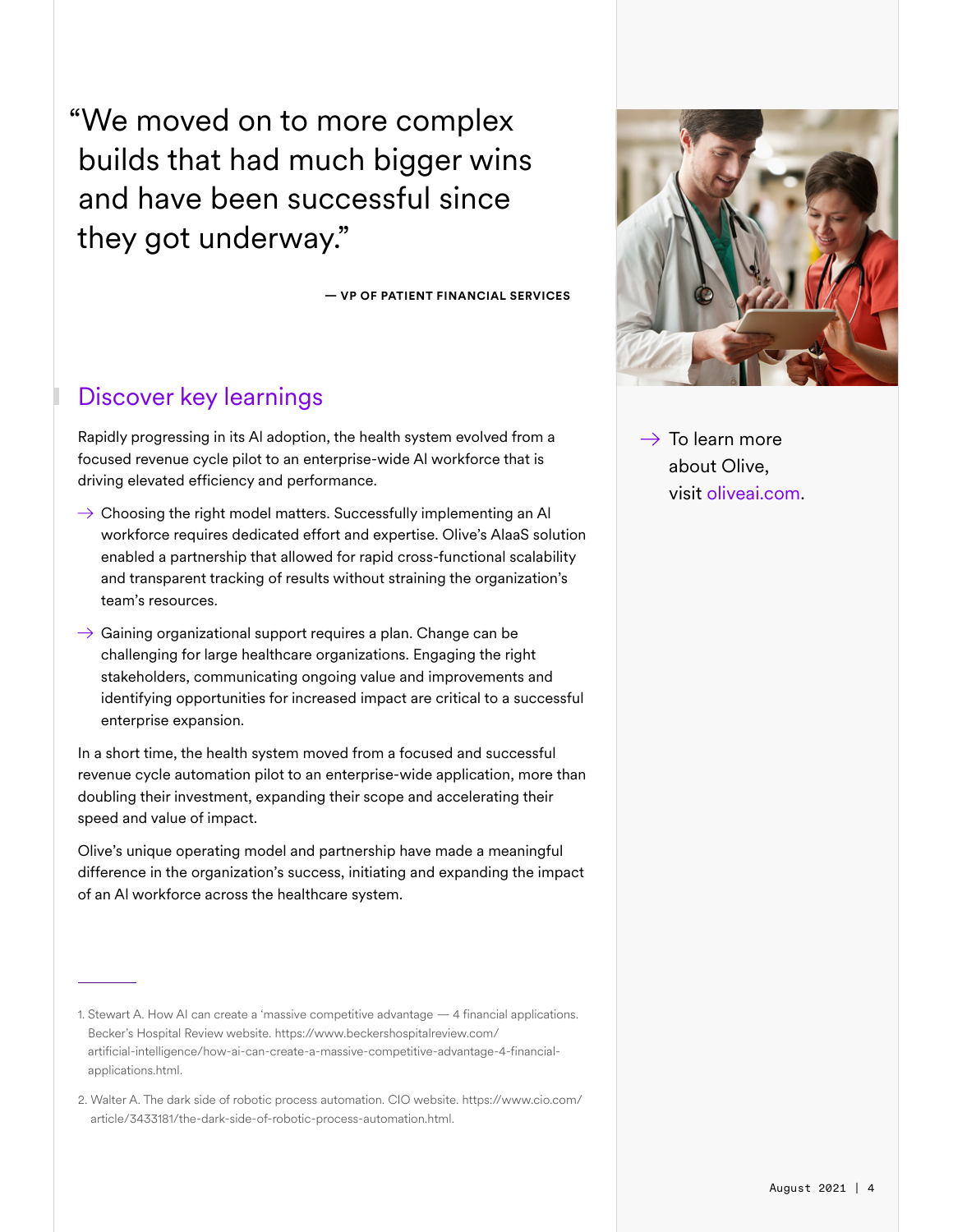> "We moved on to more complex builds that had much bigger wins and have been successful since they got underway."
>
> — VP OF PATIENT FINANCIAL SERVICES

## Discover key learnings

Rapidly progressing in its AI adoption, the health system evolved from a focused revenue cycle pilot to an enterprise-wide AI workforce that is driving elevated efficiency and performance.

- Choosing the right model matters. Successfully implementing an AI workforce requires dedicated effort and expertise. Olive's AIaaS solution enabled a partnership that allowed for rapid cross-functional scalability and transparent tracking of results without straining the organization's team's resources.
- Gaining organizational support requires a plan. Change can be challenging for large healthcare organizations. Engaging the right stakeholders, communicating ongoing value and improvements and identifying opportunities for increased impact are critical to a successful enterprise expansion.

In a short time, the health system moved from a focused and successful revenue cycle automation pilot to an enterprise-wide application, more than doubling their investment, expanding their scope and accelerating their speed and value of impact.

Olive's unique operating model and partnership have made a meaningful difference in the organization's success, initiating and expanding the impact of an AI workforce across the healthcare system.

→ To learn more about Olive, visit oliveai.com.

---

1. Stewart A. How AI can create a 'massive competitive advantage — 4 financial applications. Becker's Hospital Review website. https://www.beckershospitalreview.com/artificial-intelligence/how-ai-can-create-a-massive-competitive-advantage-4-financial-applications.html.

2. Walter A. The dark side of robotic process automation. CIO website. https://www.cio.com/article/3433181/the-dark-side-of-robotic-process-automation.html.